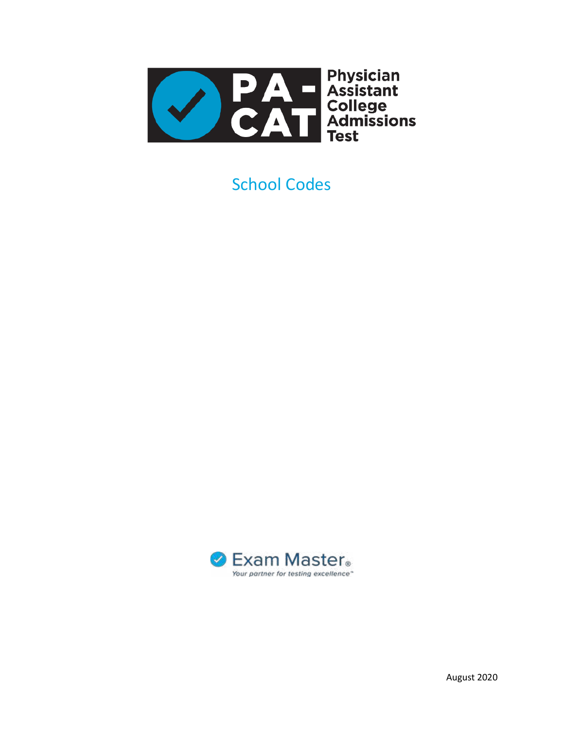# PA-CAT

Physician Assistant College Admissions Test

## School Codes

Exam Master®

*Your partner for testing excellence*™

August 2020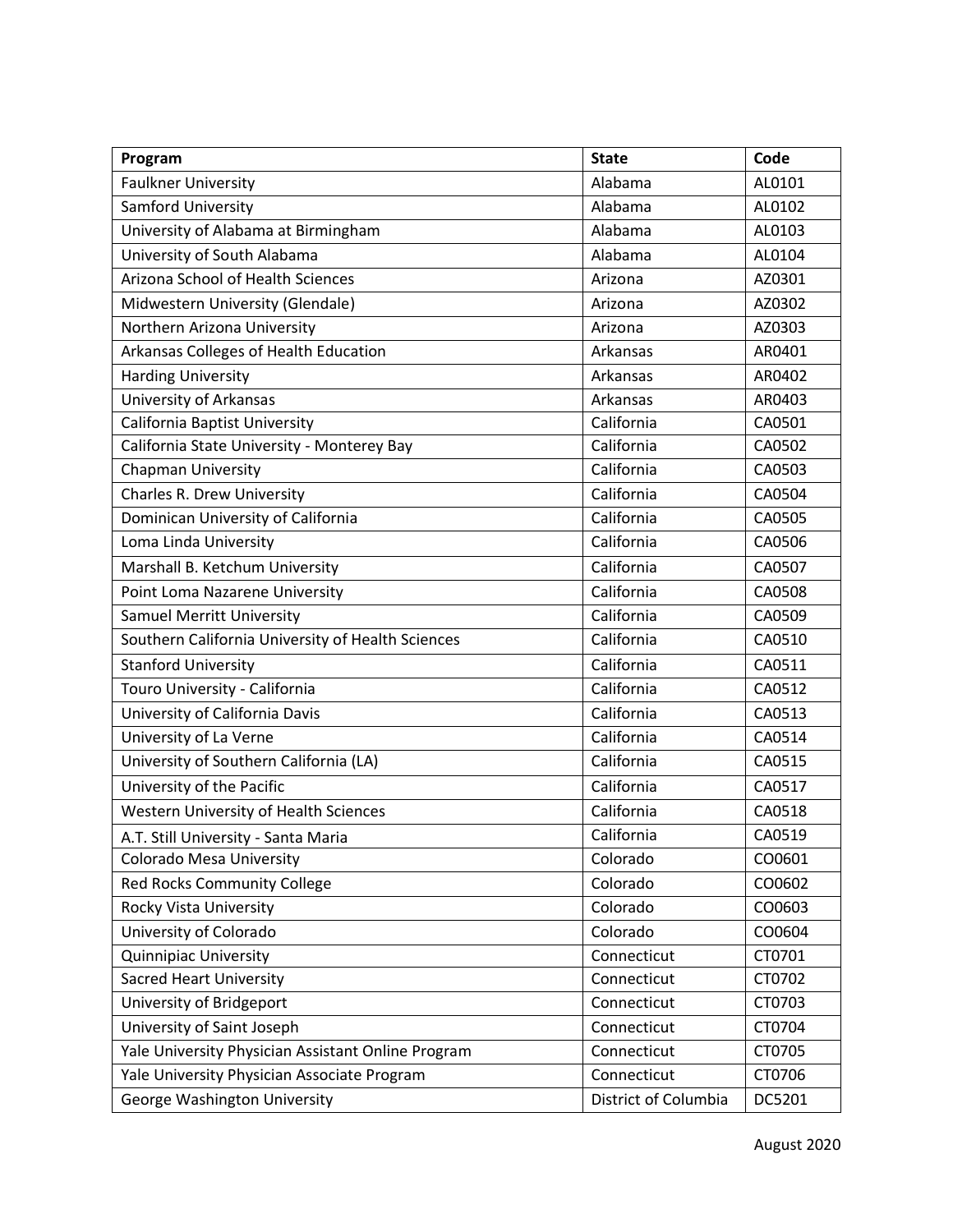| Program | State | Code |
| --- | --- | --- |
| Faulkner University | Alabama | AL0101 |
| Samford University | Alabama | AL0102 |
| University of Alabama at Birmingham | Alabama | AL0103 |
| University of South Alabama | Alabama | AL0104 |
| Arizona School of Health Sciences | Arizona | AZ0301 |
| Midwestern University (Glendale) | Arizona | AZ0302 |
| Northern Arizona University | Arizona | AZ0303 |
| Arkansas Colleges of Health Education | Arkansas | AR0401 |
| Harding University | Arkansas | AR0402 |
| University of Arkansas | Arkansas | AR0403 |
| California Baptist University | California | CA0501 |
| California State University - Monterey Bay | California | CA0502 |
| Chapman University | California | CA0503 |
| Charles R. Drew University | California | CA0504 |
| Dominican University of California | California | CA0505 |
| Loma Linda University | California | CA0506 |
| Marshall B. Ketchum University | California | CA0507 |
| Point Loma Nazarene University | California | CA0508 |
| Samuel Merritt University | California | CA0509 |
| Southern California University of Health Sciences | California | CA0510 |
| Stanford University | California | CA0511 |
| Touro University - California | California | CA0512 |
| University of California Davis | California | CA0513 |
| University of La Verne | California | CA0514 |
| University of Southern California (LA) | California | CA0515 |
| University of the Pacific | California | CA0517 |
| Western University of Health Sciences | California | CA0518 |
| A.T. Still University - Santa Maria | California | CA0519 |
| Colorado Mesa University | Colorado | CO0601 |
| Red Rocks Community College | Colorado | CO0602 |
| Rocky Vista University | Colorado | CO0603 |
| University of Colorado | Colorado | CO0604 |
| Quinnipiac University | Connecticut | CT0701 |
| Sacred Heart University | Connecticut | CT0702 |
| University of Bridgeport | Connecticut | CT0703 |
| University of Saint Joseph | Connecticut | CT0704 |
| Yale University Physician Assistant Online Program | Connecticut | CT0705 |
| Yale University Physician Associate Program | Connecticut | CT0706 |
| George Washington University | District of Columbia | DC5201 |

August 2020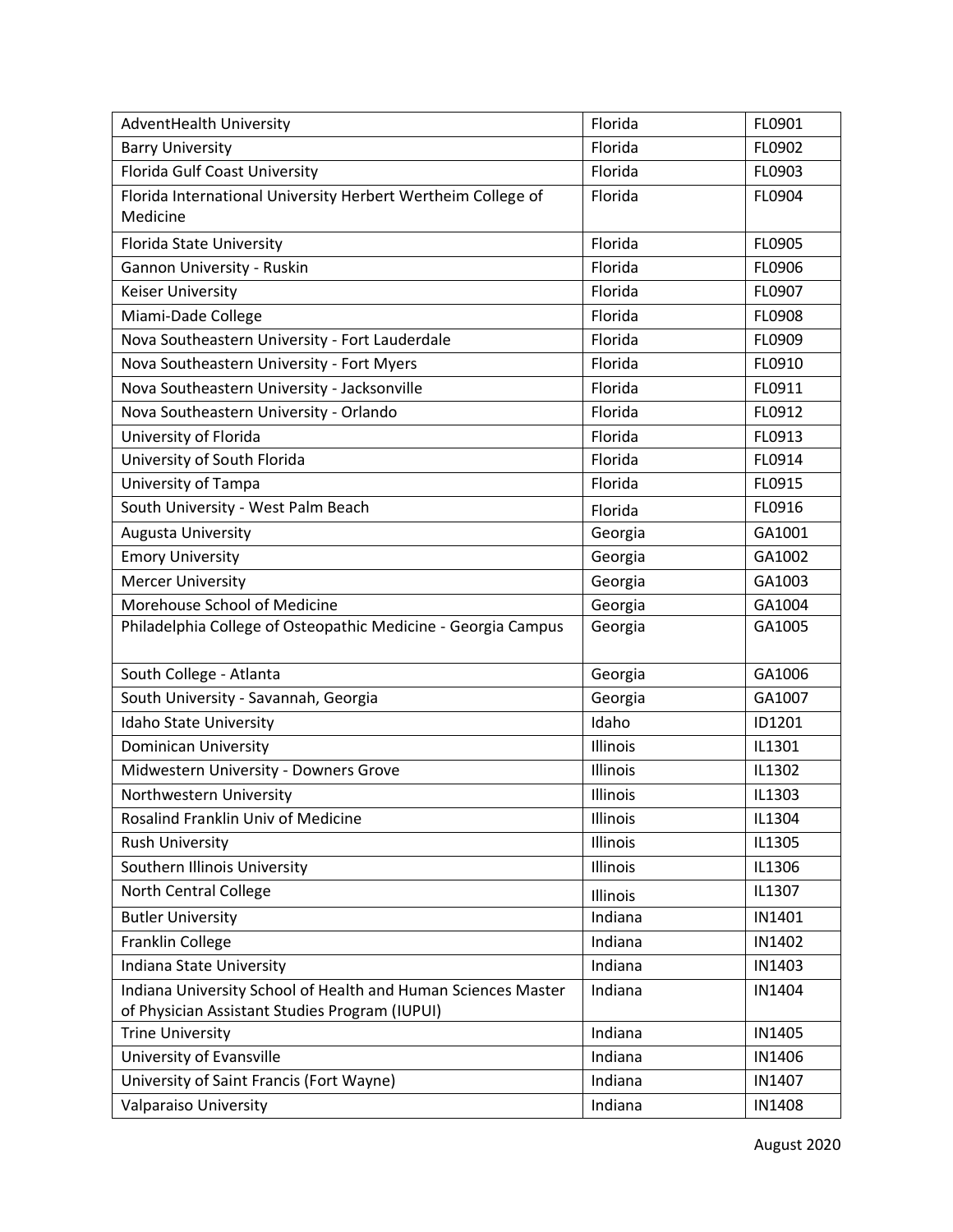| | | |
|---|---|---|
| AdventHealth University | Florida | FL0901 |
| Barry University | Florida | FL0902 |
| Florida Gulf Coast University | Florida | FL0903 |
| Florida International University Herbert Wertheim College of Medicine | Florida | FL0904 |
| Florida State University | Florida | FL0905 |
| Gannon University - Ruskin | Florida | FL0906 |
| Keiser University | Florida | FL0907 |
| Miami-Dade College | Florida | FL0908 |
| Nova Southeastern University - Fort Lauderdale | Florida | FL0909 |
| Nova Southeastern University - Fort Myers | Florida | FL0910 |
| Nova Southeastern University - Jacksonville | Florida | FL0911 |
| Nova Southeastern University - Orlando | Florida | FL0912 |
| University of Florida | Florida | FL0913 |
| University of South Florida | Florida | FL0914 |
| University of Tampa | Florida | FL0915 |
| South University - West Palm Beach | Florida | FL0916 |
| Augusta University | Georgia | GA1001 |
| Emory University | Georgia | GA1002 |
| Mercer University | Georgia | GA1003 |
| Morehouse School of Medicine | Georgia | GA1004 |
| Philadelphia College of Osteopathic Medicine - Georgia Campus | Georgia | GA1005 |
| South College - Atlanta | Georgia | GA1006 |
| South University - Savannah, Georgia | Georgia | GA1007 |
| Idaho State University | Idaho | ID1201 |
| Dominican University | Illinois | IL1301 |
| Midwestern University - Downers Grove | Illinois | IL1302 |
| Northwestern University | Illinois | IL1303 |
| Rosalind Franklin Univ of Medicine | Illinois | IL1304 |
| Rush University | Illinois | IL1305 |
| Southern Illinois University | Illinois | IL1306 |
| North Central College | Illinois | IL1307 |
| Butler University | Indiana | IN1401 |
| Franklin College | Indiana | IN1402 |
| Indiana State University | Indiana | IN1403 |
| Indiana University School of Health and Human Sciences Master of Physician Assistant Studies Program (IUPUI) | Indiana | IN1404 |
| Trine University | Indiana | IN1405 |
| University of Evansville | Indiana | IN1406 |
| University of Saint Francis (Fort Wayne) | Indiana | IN1407 |
| Valparaiso University | Indiana | IN1408 |

August 2020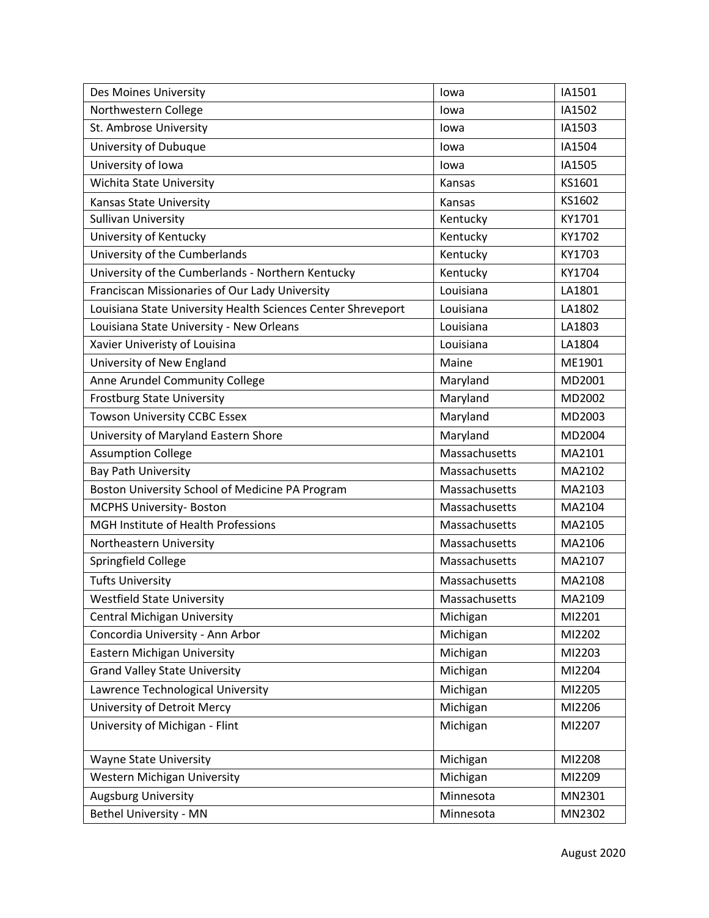| | | |
|---|---|---|
| Des Moines University | Iowa | IA1501 |
| Northwestern College | Iowa | IA1502 |
| St. Ambrose University | Iowa | IA1503 |
| University of Dubuque | Iowa | IA1504 |
| University of Iowa | Iowa | IA1505 |
| Wichita State University | Kansas | KS1601 |
| Kansas State University | Kansas | KS1602 |
| Sullivan University | Kentucky | KY1701 |
| University of Kentucky | Kentucky | KY1702 |
| University of the Cumberlands | Kentucky | KY1703 |
| University of the Cumberlands - Northern Kentucky | Kentucky | KY1704 |
| Franciscan Missionaries of Our Lady University | Louisiana | LA1801 |
| Louisiana State University Health Sciences Center Shreveport | Louisiana | LA1802 |
| Louisiana State University - New Orleans | Louisiana | LA1803 |
| Xavier Univeristy of Louisina | Louisiana | LA1804 |
| University of New England | Maine | ME1901 |
| Anne Arundel Community College | Maryland | MD2001 |
| Frostburg State University | Maryland | MD2002 |
| Towson University CCBC Essex | Maryland | MD2003 |
| University of Maryland Eastern Shore | Maryland | MD2004 |
| Assumption College | Massachusetts | MA2101 |
| Bay Path University | Massachusetts | MA2102 |
| Boston University School of Medicine PA Program | Massachusetts | MA2103 |
| MCPHS University- Boston | Massachusetts | MA2104 |
| MGH Institute of Health Professions | Massachusetts | MA2105 |
| Northeastern University | Massachusetts | MA2106 |
| Springfield College | Massachusetts | MA2107 |
| Tufts University | Massachusetts | MA2108 |
| Westfield State University | Massachusetts | MA2109 |
| Central Michigan University | Michigan | MI2201 |
| Concordia University - Ann Arbor | Michigan | MI2202 |
| Eastern Michigan University | Michigan | MI2203 |
| Grand Valley State University | Michigan | MI2204 |
| Lawrence Technological University | Michigan | MI2205 |
| University of Detroit Mercy | Michigan | MI2206 |
| University of Michigan - Flint | Michigan | MI2207 |
| Wayne State University | Michigan | MI2208 |
| Western Michigan University | Michigan | MI2209 |
| Augsburg University | Minnesota | MN2301 |
| Bethel University - MN | Minnesota | MN2302 |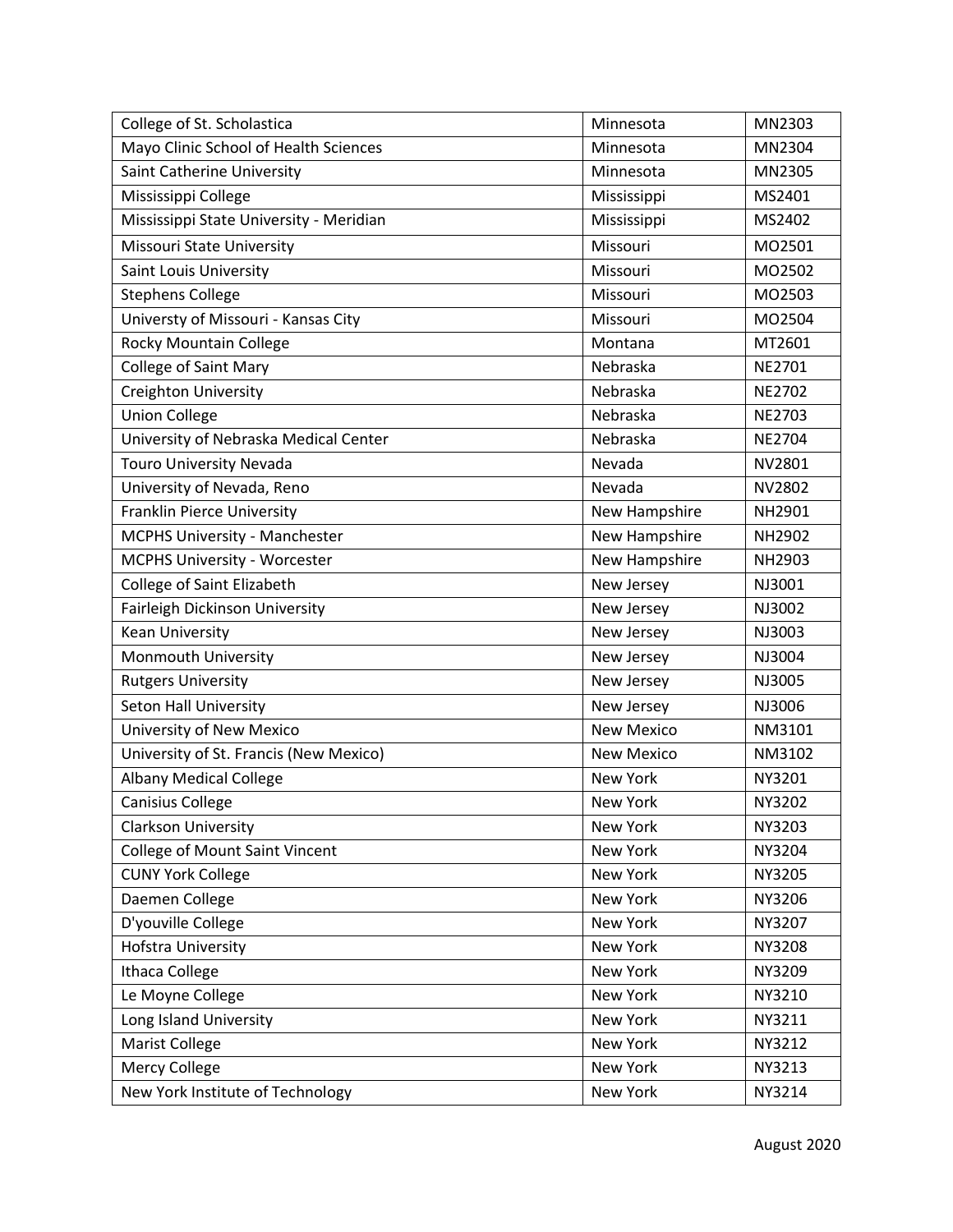| | | |
|---|---|---|
| College of St. Scholastica | Minnesota | MN2303 |
| Mayo Clinic School of Health Sciences | Minnesota | MN2304 |
| Saint Catherine University | Minnesota | MN2305 |
| Mississippi College | Mississippi | MS2401 |
| Mississippi State University - Meridian | Mississippi | MS2402 |
| Missouri State University | Missouri | MO2501 |
| Saint Louis University | Missouri | MO2502 |
| Stephens College | Missouri | MO2503 |
| Universty of Missouri - Kansas City | Missouri | MO2504 |
| Rocky Mountain College | Montana | MT2601 |
| College of Saint Mary | Nebraska | NE2701 |
| Creighton University | Nebraska | NE2702 |
| Union College | Nebraska | NE2703 |
| University of Nebraska Medical Center | Nebraska | NE2704 |
| Touro University Nevada | Nevada | NV2801 |
| University of Nevada, Reno | Nevada | NV2802 |
| Franklin Pierce University | New Hampshire | NH2901 |
| MCPHS University - Manchester | New Hampshire | NH2902 |
| MCPHS University - Worcester | New Hampshire | NH2903 |
| College of Saint Elizabeth | New Jersey | NJ3001 |
| Fairleigh Dickinson University | New Jersey | NJ3002 |
| Kean University | New Jersey | NJ3003 |
| Monmouth University | New Jersey | NJ3004 |
| Rutgers University | New Jersey | NJ3005 |
| Seton Hall University | New Jersey | NJ3006 |
| University of New Mexico | New Mexico | NM3101 |
| University of St. Francis (New Mexico) | New Mexico | NM3102 |
| Albany Medical College | New York | NY3201 |
| Canisius College | New York | NY3202 |
| Clarkson University | New York | NY3203 |
| College of Mount Saint Vincent | New York | NY3204 |
| CUNY York College | New York | NY3205 |
| Daemen College | New York | NY3206 |
| D'youville College | New York | NY3207 |
| Hofstra University | New York | NY3208 |
| Ithaca College | New York | NY3209 |
| Le Moyne College | New York | NY3210 |
| Long Island University | New York | NY3211 |
| Marist College | New York | NY3212 |
| Mercy College | New York | NY3213 |
| New York Institute of Technology | New York | NY3214 |

August 2020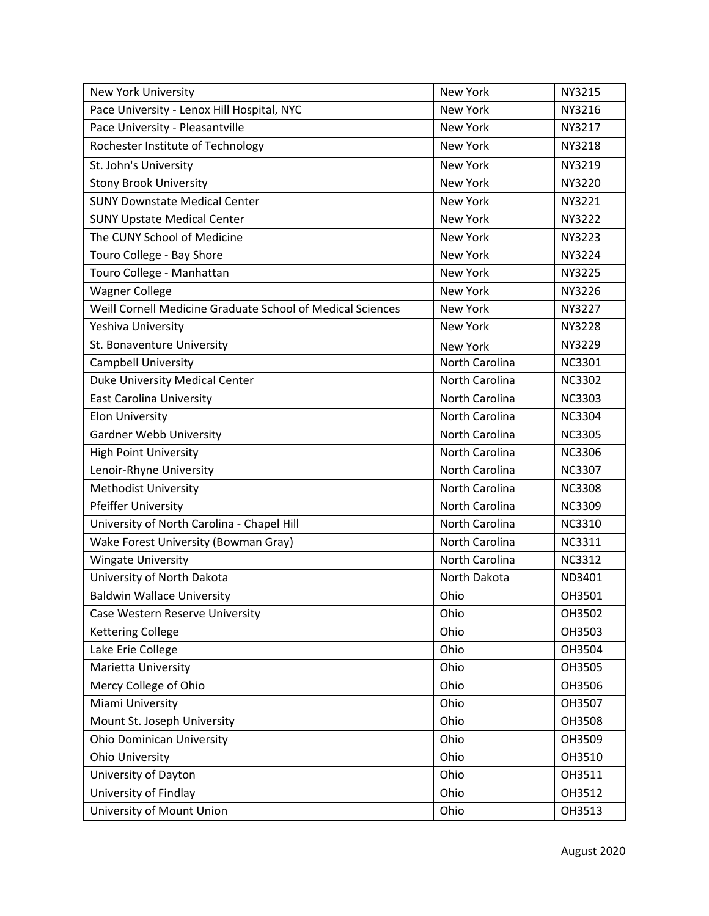| | | |
|---|---|---|
| New York University | New York | NY3215 |
| Pace University - Lenox Hill Hospital, NYC | New York | NY3216 |
| Pace University - Pleasantville | New York | NY3217 |
| Rochester Institute of Technology | New York | NY3218 |
| St. John's University | New York | NY3219 |
| Stony Brook University | New York | NY3220 |
| SUNY Downstate Medical Center | New York | NY3221 |
| SUNY Upstate Medical Center | New York | NY3222 |
| The CUNY School of Medicine | New York | NY3223 |
| Touro College - Bay Shore | New York | NY3224 |
| Touro College - Manhattan | New York | NY3225 |
| Wagner College | New York | NY3226 |
| Weill Cornell Medicine Graduate School of Medical Sciences | New York | NY3227 |
| Yeshiva University | New York | NY3228 |
| St. Bonaventure University | New York | NY3229 |
| Campbell University | North Carolina | NC3301 |
| Duke University Medical Center | North Carolina | NC3302 |
| East Carolina University | North Carolina | NC3303 |
| Elon University | North Carolina | NC3304 |
| Gardner Webb University | North Carolina | NC3305 |
| High Point University | North Carolina | NC3306 |
| Lenoir-Rhyne University | North Carolina | NC3307 |
| Methodist University | North Carolina | NC3308 |
| Pfeiffer University | North Carolina | NC3309 |
| University of North Carolina - Chapel Hill | North Carolina | NC3310 |
| Wake Forest University (Bowman Gray) | North Carolina | NC3311 |
| Wingate University | North Carolina | NC3312 |
| University of North Dakota | North Dakota | ND3401 |
| Baldwin Wallace University | Ohio | OH3501 |
| Case Western Reserve University | Ohio | OH3502 |
| Kettering College | Ohio | OH3503 |
| Lake Erie College | Ohio | OH3504 |
| Marietta University | Ohio | OH3505 |
| Mercy College of Ohio | Ohio | OH3506 |
| Miami University | Ohio | OH3507 |
| Mount St. Joseph University | Ohio | OH3508 |
| Ohio Dominican University | Ohio | OH3509 |
| Ohio University | Ohio | OH3510 |
| University of Dayton | Ohio | OH3511 |
| University of Findlay | Ohio | OH3512 |
| University of Mount Union | Ohio | OH3513 |

August 2020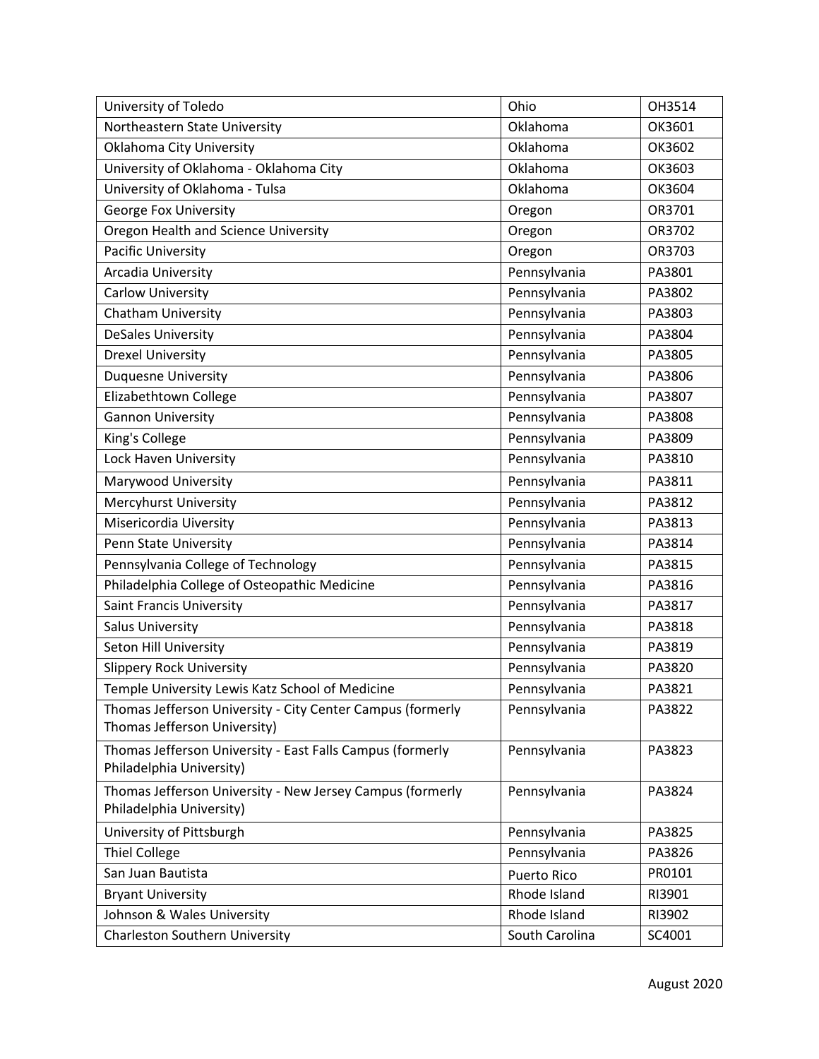| | | |
|---|---|---|
| University of Toledo | Ohio | OH3514 |
| Northeastern State University | Oklahoma | OK3601 |
| Oklahoma City University | Oklahoma | OK3602 |
| University of Oklahoma - Oklahoma City | Oklahoma | OK3603 |
| University of Oklahoma - Tulsa | Oklahoma | OK3604 |
| George Fox University | Oregon | OR3701 |
| Oregon Health and Science University | Oregon | OR3702 |
| Pacific University | Oregon | OR3703 |
| Arcadia University | Pennsylvania | PA3801 |
| Carlow University | Pennsylvania | PA3802 |
| Chatham University | Pennsylvania | PA3803 |
| DeSales University | Pennsylvania | PA3804 |
| Drexel University | Pennsylvania | PA3805 |
| Duquesne University | Pennsylvania | PA3806 |
| Elizabethtown College | Pennsylvania | PA3807 |
| Gannon University | Pennsylvania | PA3808 |
| King's College | Pennsylvania | PA3809 |
| Lock Haven University | Pennsylvania | PA3810 |
| Marywood University | Pennsylvania | PA3811 |
| Mercyhurst University | Pennsylvania | PA3812 |
| Misericordia Uiversity | Pennsylvania | PA3813 |
| Penn State University | Pennsylvania | PA3814 |
| Pennsylvania College of Technology | Pennsylvania | PA3815 |
| Philadelphia College of Osteopathic Medicine | Pennsylvania | PA3816 |
| Saint Francis University | Pennsylvania | PA3817 |
| Salus University | Pennsylvania | PA3818 |
| Seton Hill University | Pennsylvania | PA3819 |
| Slippery Rock University | Pennsylvania | PA3820 |
| Temple University Lewis Katz School of Medicine | Pennsylvania | PA3821 |
| Thomas Jefferson University - City Center Campus (formerly Thomas Jefferson University) | Pennsylvania | PA3822 |
| Thomas Jefferson University - East Falls Campus (formerly Philadelphia University) | Pennsylvania | PA3823 |
| Thomas Jefferson University - New Jersey Campus (formerly Philadelphia University) | Pennsylvania | PA3824 |
| University of Pittsburgh | Pennsylvania | PA3825 |
| Thiel College | Pennsylvania | PA3826 |
| San Juan Bautista | Puerto Rico | PR0101 |
| Bryant University | Rhode Island | RI3901 |
| Johnson & Wales University | Rhode Island | RI3902 |
| Charleston Southern University | South Carolina | SC4001 |

August 2020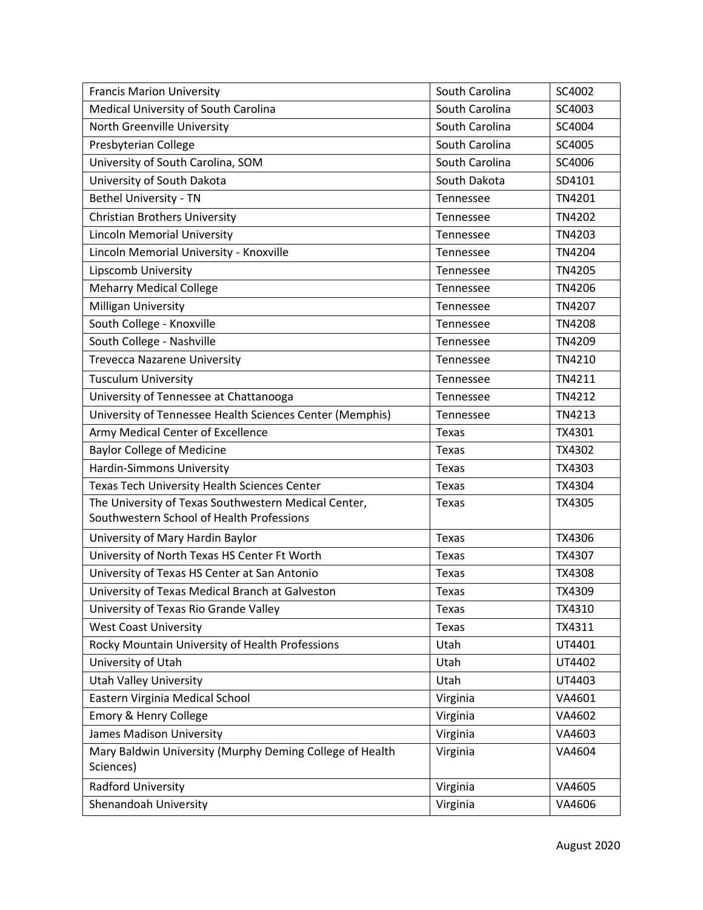| | | |
|---|---|---|
| Francis Marion University | South Carolina | SC4002 |
| Medical University of South Carolina | South Carolina | SC4003 |
| North Greenville University | South Carolina | SC4004 |
| Presbyterian College | South Carolina | SC4005 |
| University of South Carolina, SOM | South Carolina | SC4006 |
| University of South Dakota | South Dakota | SD4101 |
| Bethel University - TN | Tennessee | TN4201 |
| Christian Brothers University | Tennessee | TN4202 |
| Lincoln Memorial University | Tennessee | TN4203 |
| Lincoln Memorial University - Knoxville | Tennessee | TN4204 |
| Lipscomb University | Tennessee | TN4205 |
| Meharry Medical College | Tennessee | TN4206 |
| Milligan University | Tennessee | TN4207 |
| South College - Knoxville | Tennessee | TN4208 |
| South College - Nashville | Tennessee | TN4209 |
| Trevecca Nazarene University | Tennessee | TN4210 |
| Tusculum University | Tennessee | TN4211 |
| University of Tennessee at Chattanooga | Tennessee | TN4212 |
| University of Tennessee Health Sciences Center (Memphis) | Tennessee | TN4213 |
| Army Medical Center of Excellence | Texas | TX4301 |
| Baylor College of Medicine | Texas | TX4302 |
| Hardin-Simmons University | Texas | TX4303 |
| Texas Tech University Health Sciences Center | Texas | TX4304 |
| The University of Texas Southwestern Medical Center, Southwestern School of Health Professions | Texas | TX4305 |
| University of Mary Hardin Baylor | Texas | TX4306 |
| University of North Texas HS Center Ft Worth | Texas | TX4307 |
| University of Texas HS Center at San Antonio | Texas | TX4308 |
| University of Texas Medical Branch at Galveston | Texas | TX4309 |
| University of Texas Rio Grande Valley | Texas | TX4310 |
| West Coast University | Texas | TX4311 |
| Rocky Mountain University of Health Professions | Utah | UT4401 |
| University of Utah | Utah | UT4402 |
| Utah Valley University | Utah | UT4403 |
| Eastern Virginia Medical School | Virginia | VA4601 |
| Emory & Henry College | Virginia | VA4602 |
| James Madison University | Virginia | VA4603 |
| Mary Baldwin University (Murphy Deming College of Health Sciences) | Virginia | VA4604 |
| Radford University | Virginia | VA4605 |
| Shenandoah University | Virginia | VA4606 |

August 2020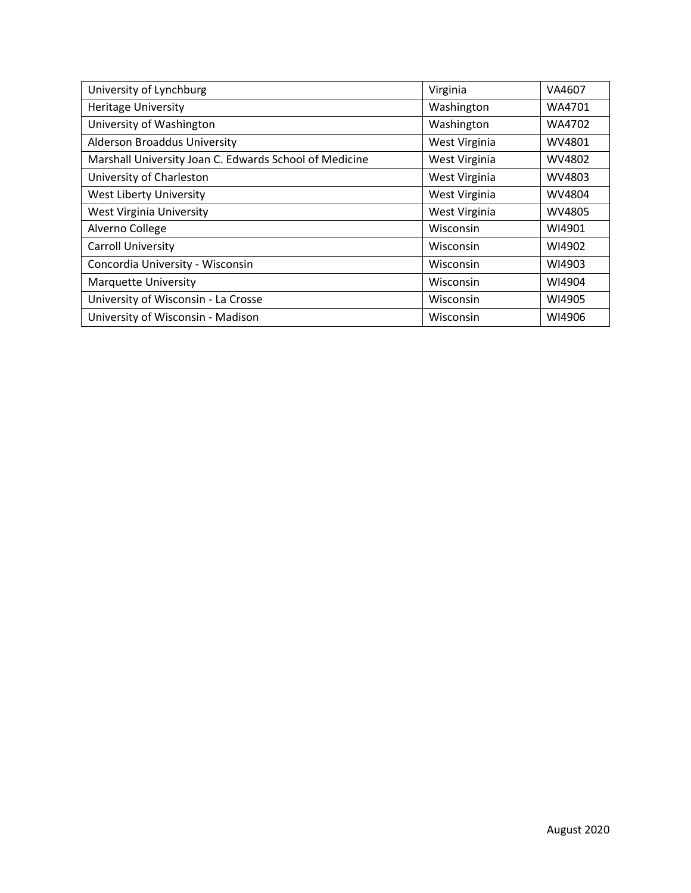| | | |
|---|---|---|
| University of Lynchburg | Virginia | VA4607 |
| Heritage University | Washington | WA4701 |
| University of Washington | Washington | WA4702 |
| Alderson Broaddus University | West Virginia | WV4801 |
| Marshall University Joan C. Edwards School of Medicine | West Virginia | WV4802 |
| University of Charleston | West Virginia | WV4803 |
| West Liberty University | West Virginia | WV4804 |
| West Virginia University | West Virginia | WV4805 |
| Alverno College | Wisconsin | WI4901 |
| Carroll University | Wisconsin | WI4902 |
| Concordia University - Wisconsin | Wisconsin | WI4903 |
| Marquette University | Wisconsin | WI4904 |
| University of Wisconsin - La Crosse | Wisconsin | WI4905 |
| University of Wisconsin - Madison | Wisconsin | WI4906 |

August 2020